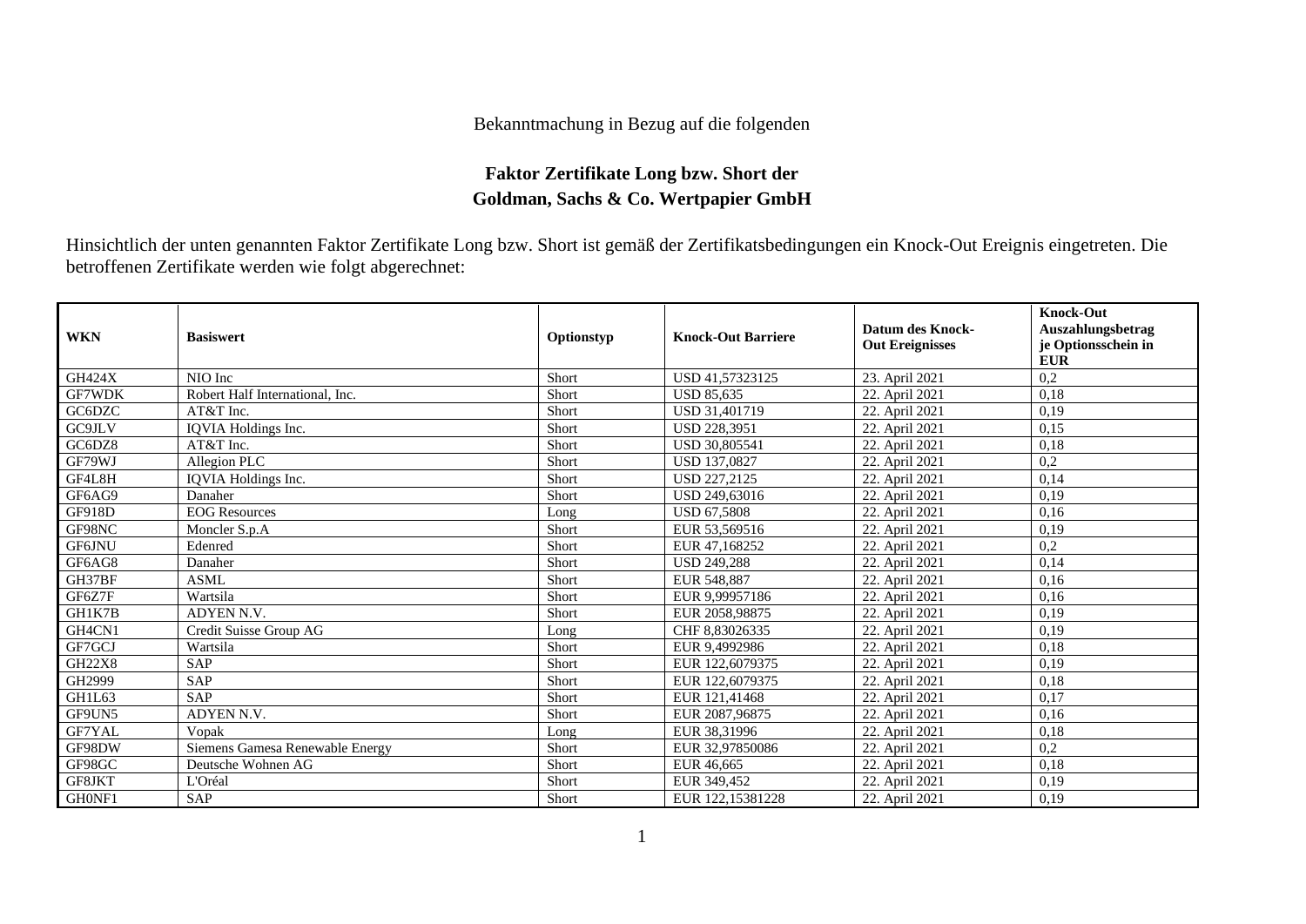Bekanntmachung in Bezug auf die folgenden

# Faktor Zertifikate Long bzw. Short der Goldman, Sachs & Co. Wertpapier GmbH

Hinsichtlich der unten genannten Faktor Zertifikate Long bzw. Short ist gemäß der Zertifikatsbedingungen ein Knock-Out Ereignis eingetreten. Die betroffenen Zertifikate werden wie folgt abgerechnet:

| WKN | Basiswert | Optionstyp | Knock-Out Barriere | Datum des Knock-Out Ereignisses | Knock-Out Auszahlungsbetrag je Optionsschein in EUR |
|---|---|---|---|---|---|
| GH424X | NIO Inc | Short | USD 41,57323125 | 23. April 2021 | 0,2 |
| GF7WDK | Robert Half International, Inc. | Short | USD 85,635 | 22. April 2021 | 0,18 |
| GC6DZC | AT&T Inc. | Short | USD 31,401719 | 22. April 2021 | 0,19 |
| GC9JLV | IQVIA Holdings Inc. | Short | USD 228,3951 | 22. April 2021 | 0,15 |
| GC6DZ8 | AT&T Inc. | Short | USD 30,805541 | 22. April 2021 | 0,18 |
| GF79WJ | Allegion PLC | Short | USD 137,0827 | 22. April 2021 | 0,2 |
| GF4L8H | IQVIA Holdings Inc. | Short | USD 227,2125 | 22. April 2021 | 0,14 |
| GF6AG9 | Danaher | Short | USD 249,63016 | 22. April 2021 | 0,19 |
| GF918D | EOG Resources | Long | USD 67,5808 | 22. April 2021 | 0,16 |
| GF98NC | Moncler S.p.A | Short | EUR 53,569516 | 22. April 2021 | 0,19 |
| GF6JNU | Edenred | Short | EUR 47,168252 | 22. April 2021 | 0,2 |
| GF6AG8 | Danaher | Short | USD 249,288 | 22. April 2021 | 0,14 |
| GH37BF | ASML | Short | EUR 548,887 | 22. April 2021 | 0,16 |
| GF6Z7F | Wartsila | Short | EUR 9,99957186 | 22. April 2021 | 0,16 |
| GH1K7B | ADYEN N.V. | Short | EUR 2058,98875 | 22. April 2021 | 0,19 |
| GH4CN1 | Credit Suisse Group AG | Long | CHF 8,83026335 | 22. April 2021 | 0,19 |
| GF7GCJ | Wartsila | Short | EUR 9,4992986 | 22. April 2021 | 0,18 |
| GH22X8 | SAP | Short | EUR 122,6079375 | 22. April 2021 | 0,19 |
| GH2999 | SAP | Short | EUR 122,6079375 | 22. April 2021 | 0,18 |
| GH1L63 | SAP | Short | EUR 121,41468 | 22. April 2021 | 0,17 |
| GF9UN5 | ADYEN N.V. | Short | EUR 2087,96875 | 22. April 2021 | 0,16 |
| GF7YAL | Vopak | Long | EUR 38,31996 | 22. April 2021 | 0,18 |
| GF98DW | Siemens Gamesa Renewable Energy | Short | EUR 32,97850086 | 22. April 2021 | 0,2 |
| GF98GC | Deutsche Wohnen AG | Short | EUR 46,665 | 22. April 2021 | 0,18 |
| GF8JKT | L'Oréal | Short | EUR 349,452 | 22. April 2021 | 0,19 |
| GH0NF1 | SAP | Short | EUR 122,15381228 | 22. April 2021 | 0,19 |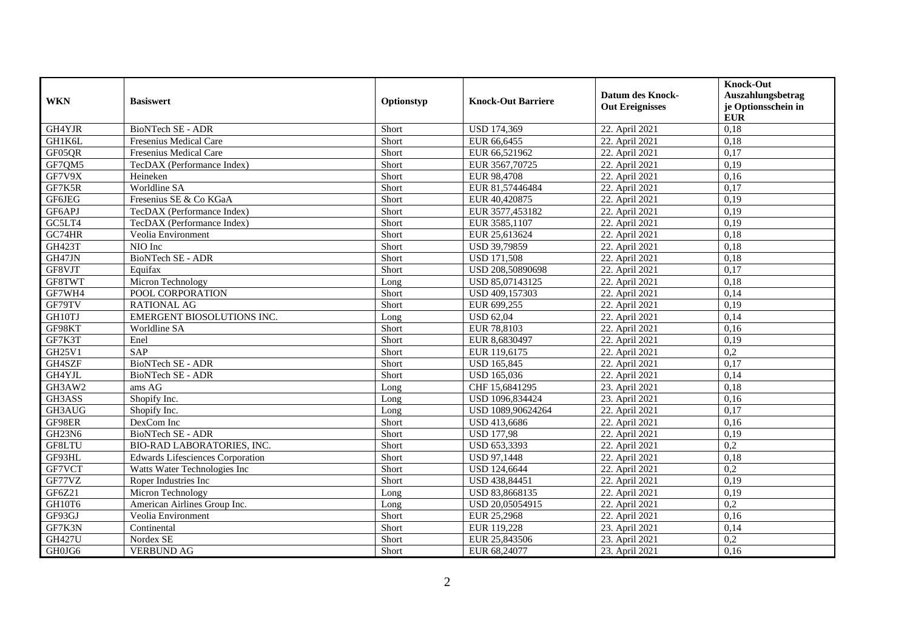| WKN | Basiswert | Optionstyp | Knock-Out Barriere | Datum des Knock-Out Ereignisses | Knock-Out Auszahlungsbetrag je Optionsschein in EUR |
|---|---|---|---|---|---|
| GH4YJR | BioNTech SE - ADR | Short | USD 174,369 | 22. April 2021 | 0,18 |
| GH1K6L | Fresenius Medical Care | Short | EUR 66,6455 | 22. April 2021 | 0,18 |
| GF05QR | Fresenius Medical Care | Short | EUR 66,521962 | 22. April 2021 | 0,17 |
| GF7QM5 | TecDAX (Performance Index) | Short | EUR 3567,70725 | 22. April 2021 | 0,19 |
| GF7V9X | Heineken | Short | EUR 98,4708 | 22. April 2021 | 0,16 |
| GF7K5R | Worldline SA | Short | EUR 81,57446484 | 22. April 2021 | 0,17 |
| GF6JEG | Fresenius SE & Co KGaA | Short | EUR 40,420875 | 22. April 2021 | 0,19 |
| GF6APJ | TecDAX (Performance Index) | Short | EUR 3577,453182 | 22. April 2021 | 0,19 |
| GC5LT4 | TecDAX (Performance Index) | Short | EUR 3585,1107 | 22. April 2021 | 0,19 |
| GC74HR | Veolia Environment | Short | EUR 25,613624 | 22. April 2021 | 0,18 |
| GH423T | NIO Inc | Short | USD 39,79859 | 22. April 2021 | 0,18 |
| GH47JN | BioNTech SE - ADR | Short | USD 171,508 | 22. April 2021 | 0,18 |
| GF8VJT | Equifax | Short | USD 208,50890698 | 22. April 2021 | 0,17 |
| GF8TWT | Micron Technology | Long | USD 85,07143125 | 22. April 2021 | 0,18 |
| GF7WH4 | POOL CORPORATION | Short | USD 409,157303 | 22. April 2021 | 0,14 |
| GF79TV | RATIONAL AG | Short | EUR 699,255 | 22. April 2021 | 0,19 |
| GH10TJ | EMERGENT BIOSOLUTIONS INC. | Long | USD 62,04 | 22. April 2021 | 0,14 |
| GF98KT | Worldline SA | Short | EUR 78,8103 | 22. April 2021 | 0,16 |
| GF7K3T | Enel | Short | EUR 8,6830497 | 22. April 2021 | 0,19 |
| GH25V1 | SAP | Short | EUR 119,6175 | 22. April 2021 | 0,2 |
| GH4SZF | BioNTech SE - ADR | Short | USD 165,845 | 22. April 2021 | 0,17 |
| GH4YJL | BioNTech SE - ADR | Short | USD 165,036 | 22. April 2021 | 0,14 |
| GH3AW2 | ams AG | Long | CHF 15,6841295 | 23. April 2021 | 0,18 |
| GH3ASS | Shopify Inc. | Long | USD 1096,834424 | 23. April 2021 | 0,16 |
| GH3AUG | Shopify Inc. | Long | USD 1089,90624264 | 22. April 2021 | 0,17 |
| GF98ER | DexCom Inc | Short | USD 413,6686 | 22. April 2021 | 0,16 |
| GH23N6 | BioNTech SE - ADR | Short | USD 177,98 | 22. April 2021 | 0,19 |
| GF8LTU | BIO-RAD LABORATORIES, INC. | Short | USD 653,3393 | 22. April 2021 | 0,2 |
| GF93HL | Edwards Lifesciences Corporation | Short | USD 97,1448 | 22. April 2021 | 0,18 |
| GF7VCT | Watts Water Technologies Inc | Short | USD 124,6644 | 22. April 2021 | 0,2 |
| GF77VZ | Roper Industries Inc | Short | USD 438,84451 | 22. April 2021 | 0,19 |
| GF6Z21 | Micron Technology | Long | USD 83,8668135 | 22. April 2021 | 0,19 |
| GH10T6 | American Airlines Group Inc. | Long | USD 20,05054915 | 22. April 2021 | 0,2 |
| GF93GJ | Veolia Environment | Short | EUR 25,2968 | 22. April 2021 | 0,16 |
| GF7K3N | Continental | Short | EUR 119,228 | 23. April 2021 | 0,14 |
| GH427U | Nordex SE | Short | EUR 25,843506 | 23. April 2021 | 0,2 |
| GH0JG6 | VERBUND AG | Short | EUR 68,24077 | 23. April 2021 | 0,16 |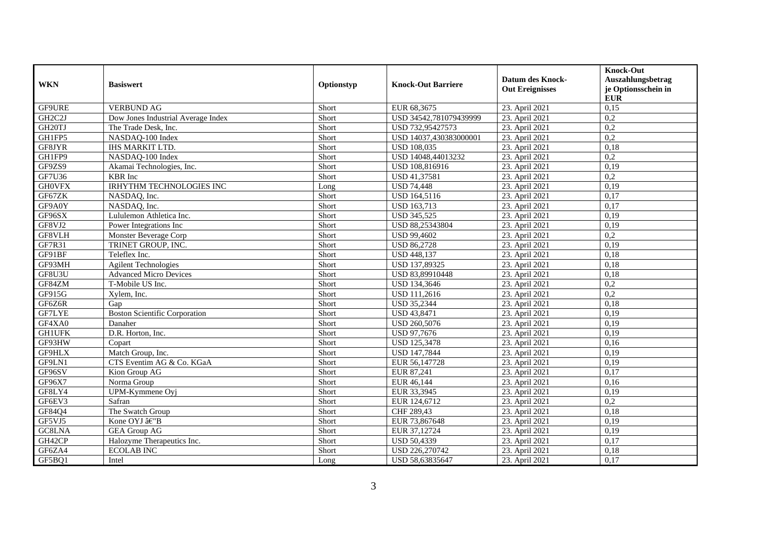| WKN | Basiswert | Optionstyp | Knock-Out Barriere | Datum des Knock-Out Ereignisses | Knock-Out Auszahlungsbetrag je Optionsschein in EUR |
|---|---|---|---|---|---|
| GF9URE | VERBUND AG | Short | EUR 68,3675 | 23. April 2021 | 0,15 |
| GH2C2J | Dow Jones Industrial Average Index | Short | USD 34542,781079439999 | 23. April 2021 | 0,2 |
| GH20TJ | The Trade Desk, Inc. | Short | USD 732,95427573 | 23. April 2021 | 0,2 |
| GH1FP5 | NASDAQ-100 Index | Short | USD 14037,430383000001 | 23. April 2021 | 0,2 |
| GF8JYR | IHS MARKIT LTD. | Short | USD 108,035 | 23. April 2021 | 0,18 |
| GH1FP9 | NASDAQ-100 Index | Short | USD 14048,44013232 | 23. April 2021 | 0,2 |
| GF9ZS9 | Akamai Technologies, Inc. | Short | USD 108,816916 | 23. April 2021 | 0,19 |
| GF7U36 | KBR Inc | Short | USD 41,37581 | 23. April 2021 | 0,2 |
| GH0VFX | IRHYTHM TECHNOLOGIES INC | Long | USD 74,448 | 23. April 2021 | 0,19 |
| GF67ZK | NASDAQ, Inc. | Short | USD 164,5116 | 23. April 2021 | 0,17 |
| GF9A0Y | NASDAQ, Inc. | Short | USD 163,713 | 23. April 2021 | 0,17 |
| GF96SX | Lululemon Athletica Inc. | Short | USD 345,525 | 23. April 2021 | 0,19 |
| GF8VJ2 | Power Integrations Inc | Short | USD 88,25343804 | 23. April 2021 | 0,19 |
| GF8VLH | Monster Beverage Corp | Short | USD 99,4602 | 23. April 2021 | 0,2 |
| GF7R31 | TRINET GROUP, INC. | Short | USD 86,2728 | 23. April 2021 | 0,19 |
| GF91BF | Teleflex Inc. | Short | USD 448,137 | 23. April 2021 | 0,18 |
| GF93MH | Agilent Technologies | Short | USD 137,89325 | 23. April 2021 | 0,18 |
| GF8U3U | Advanced Micro Devices | Short | USD 83,89910448 | 23. April 2021 | 0,18 |
| GF84ZM | T-Mobile US Inc. | Short | USD 134,3646 | 23. April 2021 | 0,2 |
| GF915G | Xylem, Inc. | Short | USD 111,2616 | 23. April 2021 | 0,2 |
| GF6Z6R | Gap | Short | USD 35,2344 | 23. April 2021 | 0,18 |
| GF7LYE | Boston Scientific Corporation | Short | USD 43,8471 | 23. April 2021 | 0,19 |
| GF4XA0 | Danaher | Short | USD 260,5076 | 23. April 2021 | 0,19 |
| GH1UFK | D.R. Horton, Inc. | Short | USD 97,7676 | 23. April 2021 | 0,19 |
| GF93HW | Copart | Short | USD 125,3478 | 23. April 2021 | 0,16 |
| GF9HLX | Match Group, Inc. | Short | USD 147,7844 | 23. April 2021 | 0,19 |
| GF9LN1 | CTS Eventim AG & Co. KGaA | Short | EUR 56,147728 | 23. April 2021 | 0,19 |
| GF96SV | Kion Group AG | Short | EUR 87,241 | 23. April 2021 | 0,17 |
| GF96X7 | Norma Group | Short | EUR 46,144 | 23. April 2021 | 0,16 |
| GF8LY4 | UPM-Kymmene Oyj | Short | EUR 33,3945 | 23. April 2021 | 0,19 |
| GF6EV3 | Safran | Short | EUR 124,6712 | 23. April 2021 | 0,2 |
| GF84Q4 | The Swatch Group | Short | CHF 289,43 | 23. April 2021 | 0,18 |
| GF5VJ5 | Kone OYJ â€"B | Short | EUR 73,867648 | 23. April 2021 | 0,19 |
| GC8LNA | GEA Group AG | Short | EUR 37,12724 | 23. April 2021 | 0,19 |
| GH42CP | Halozyme Therapeutics Inc. | Short | USD 50,4339 | 23. April 2021 | 0,17 |
| GF6ZA4 | ECOLAB INC | Short | USD 226,270742 | 23. April 2021 | 0,18 |
| GF5BQ1 | Intel | Long | USD 58,63835647 | 23. April 2021 | 0,17 |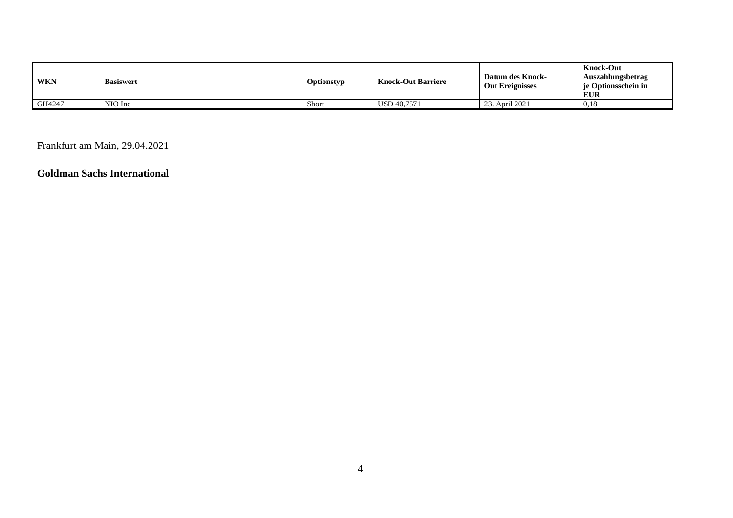| WKN | Basiswert | Optionstyp | Knock-Out Barriere | Datum des Knock-Out Ereignisses | Knock-Out Auszahlungsbetrag je Optionsschein in EUR |
|---|---|---|---|---|---|
| GH4247 | NIO Inc | Short | USD 40,7571 | 23. April 2021 | 0,18 |

Frankfurt am Main, 29.04.2021

**Goldman Sachs International**